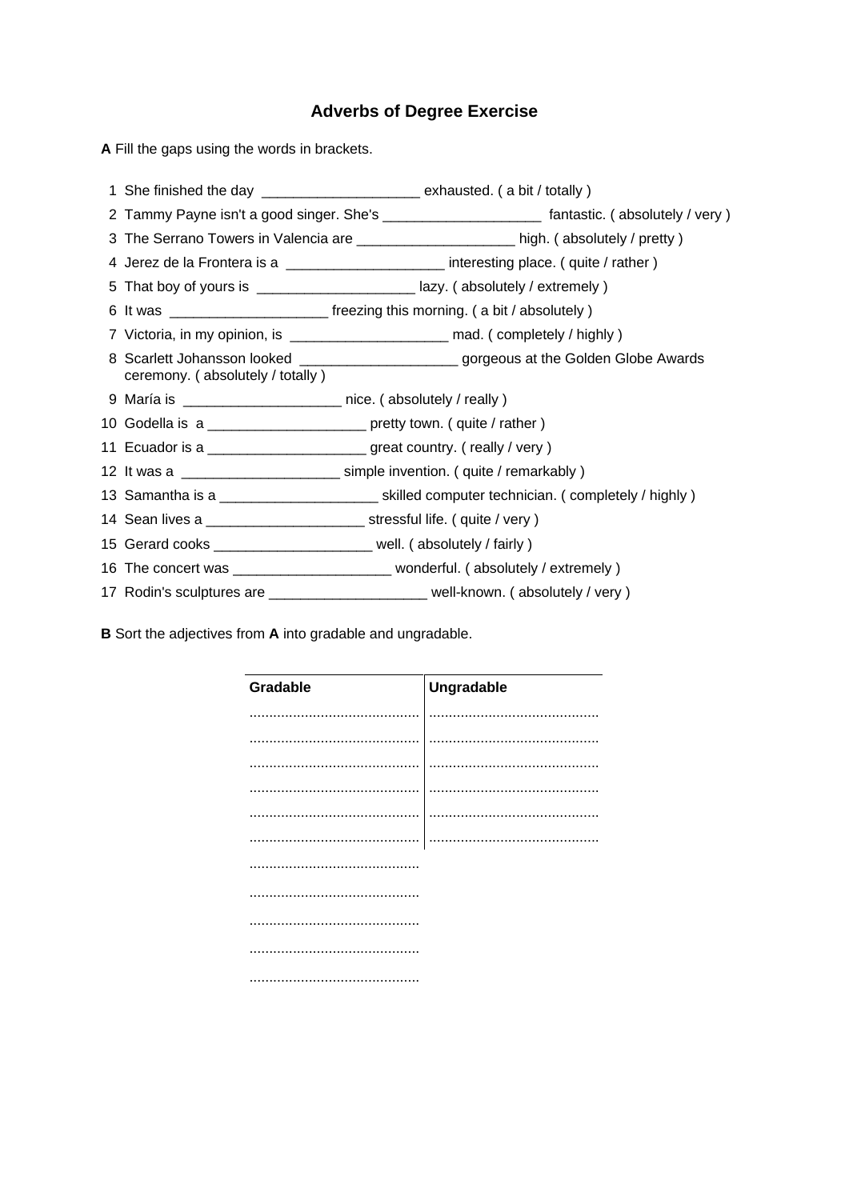# Adverbs of Degree Exercise

**A** Fill the gaps using the words in brackets.

1. She finished the day ____________________ exhausted. ( a bit / totally )
2. Tammy Payne isn't a good singer. She's ____________________ fantastic. ( absolutely / very )
3. The Serrano Towers in Valencia are ____________________ high. ( absolutely / pretty )
4. Jerez de la Frontera is a ____________________ interesting place. ( quite / rather )
5. That boy of yours is ____________________ lazy. ( absolutely / extremely )
6. It was ____________________ freezing this morning. ( a bit / absolutely )
7. Victoria, in my opinion, is ____________________ mad. ( completely / highly )
8. Scarlett Johansson looked ____________________ gorgeous at the Golden Globe Awards ceremony. ( absolutely / totally )
9. María is ____________________ nice. ( absolutely / really )
10. Godella is a ____________________ pretty town. ( quite / rather )
11. Ecuador is a ____________________ great country. ( really / very )
12. It was a ____________________ simple invention. ( quite / remarkably )
13. Samantha is a ____________________ skilled computer technician. ( completely / highly )
14. Sean lives a ____________________ stressful life. ( quite / very )
15. Gerard cooks ____________________ well. ( absolutely / fairly )
16. The concert was ____________________ wonderful. ( absolutely / extremely )
17. Rodin's sculptures are ____________________ well-known. ( absolutely / very )

**B** Sort the adjectives from **A** into gradable and ungradable.

| Gradable | Ungradable |
|---|---|
| .......................................... | .......................................... |
| .......................................... | .......................................... |
| .......................................... | .......................................... |
| .......................................... | .......................................... |
| .......................................... | .......................................... |
| .......................................... | .......................................... |
| .......................................... | |
| .......................................... | |
| .......................................... | |
| .......................................... | |
| .......................................... | |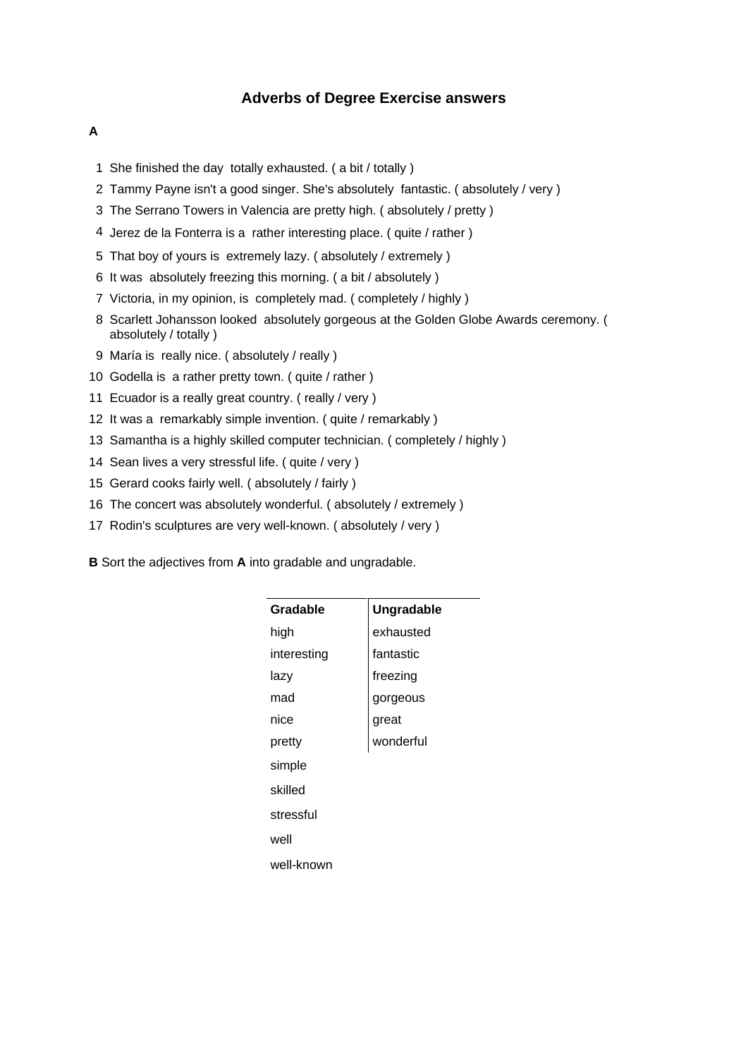# Adverbs of Degree Exercise answers

**A**

1. She finished the day totally exhausted. ( a bit / totally )
2. Tammy Payne isn't a good singer. She's absolutely fantastic. ( absolutely / very )
3. The Serrano Towers in Valencia are pretty high. ( absolutely / pretty )
4. Jerez de la Fonterra is a rather interesting place. ( quite / rather )
5. That boy of yours is extremely lazy. ( absolutely / extremely )
6. It was absolutely freezing this morning. ( a bit / absolutely )
7. Victoria, in my opinion, is completely mad. ( completely / highly )
8. Scarlett Johansson looked absolutely gorgeous at the Golden Globe Awards ceremony. ( absolutely / totally )
9. María is really nice. ( absolutely / really )
10. Godella is a rather pretty town. ( quite / rather )
11. Ecuador is a really great country. ( really / very )
12. It was a remarkably simple invention. ( quite / remarkably )
13. Samantha is a highly skilled computer technician. ( completely / highly )
14. Sean lives a very stressful life. ( quite / very )
15. Gerard cooks fairly well. ( absolutely / fairly )
16. The concert was absolutely wonderful. ( absolutely / extremely )
17. Rodin's sculptures are very well-known. ( absolutely / very )

**B** Sort the adjectives from **A** into gradable and ungradable.

| Gradable | Ungradable |
|---|---|
| high | exhausted |
| interesting | fantastic |
| lazy | freezing |
| mad | gorgeous |
| nice | great |
| pretty | wonderful |
| simple | |
| skilled | |
| stressful | |
| well | |
| well-known | |